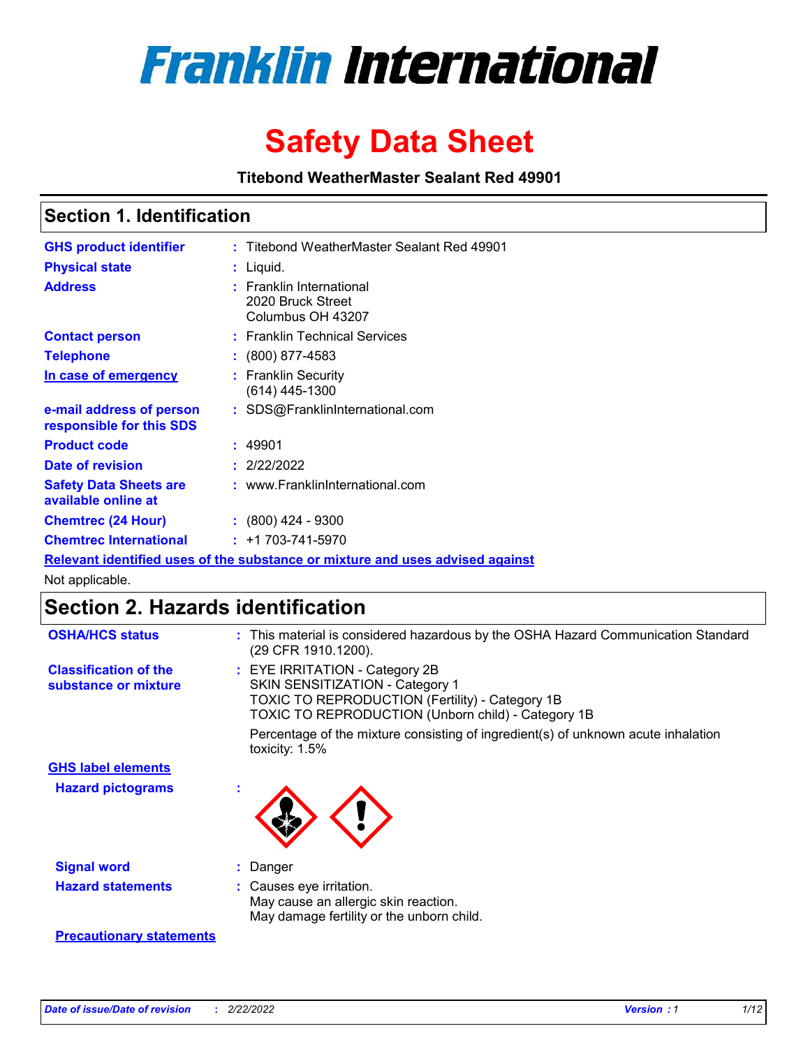# Franklin International

# Safety Data Sheet

**Titebond WeatherMaster Sealant Red 49901**

## Section 1. Identification

| | | |
|---|---|---|
| **GHS product identifier** | : | Titebond WeatherMaster Sealant Red 49901 |
| **Physical state** | : | Liquid. |
| **Address** | : | Franklin International<br>2020 Bruck Street<br>Columbus OH 43207 |
| **Contact person** | : | Franklin Technical Services |
| **Telephone** | : | (800) 877-4583 |
| **In case of emergency** | : | Franklin Security<br>(614) 445-1300 |
| **e-mail address of person responsible for this SDS** | : | SDS@FranklinInternational.com |
| **Product code** | : | 49901 |
| **Date of revision** | : | 2/22/2022 |
| **Safety Data Sheets are available online at** | : | www.FranklinInternational.com |
| **Chemtrec (24 Hour)** | : | (800) 424 - 9300 |
| **Chemtrec International** | : | +1 703-741-5970 |

**Relevant identified uses of the substance or mixture and uses advised against**

Not applicable.

## Section 2. Hazards identification

| | | |
|---|---|---|
| **OSHA/HCS status** | : | This material is considered hazardous by the OSHA Hazard Communication Standard (29 CFR 1910.1200). |
| **Classification of the substance or mixture** | : | EYE IRRITATION - Category 2B<br>SKIN SENSITIZATION - Category 1<br>TOXIC TO REPRODUCTION (Fertility) - Category 1B<br>TOXIC TO REPRODUCTION (Unborn child) - Category 1B<br><br>Percentage of the mixture consisting of ingredient(s) of unknown acute inhalation toxicity: 1.5% |

**GHS label elements**

**Hazard pictograms** :

| | | |
|---|---|---|
| **Signal word** | : | Danger |
| **Hazard statements** | : | Causes eye irritation.<br>May cause an allergic skin reaction.<br>May damage fertility or the unborn child. |

**Precautionary statements**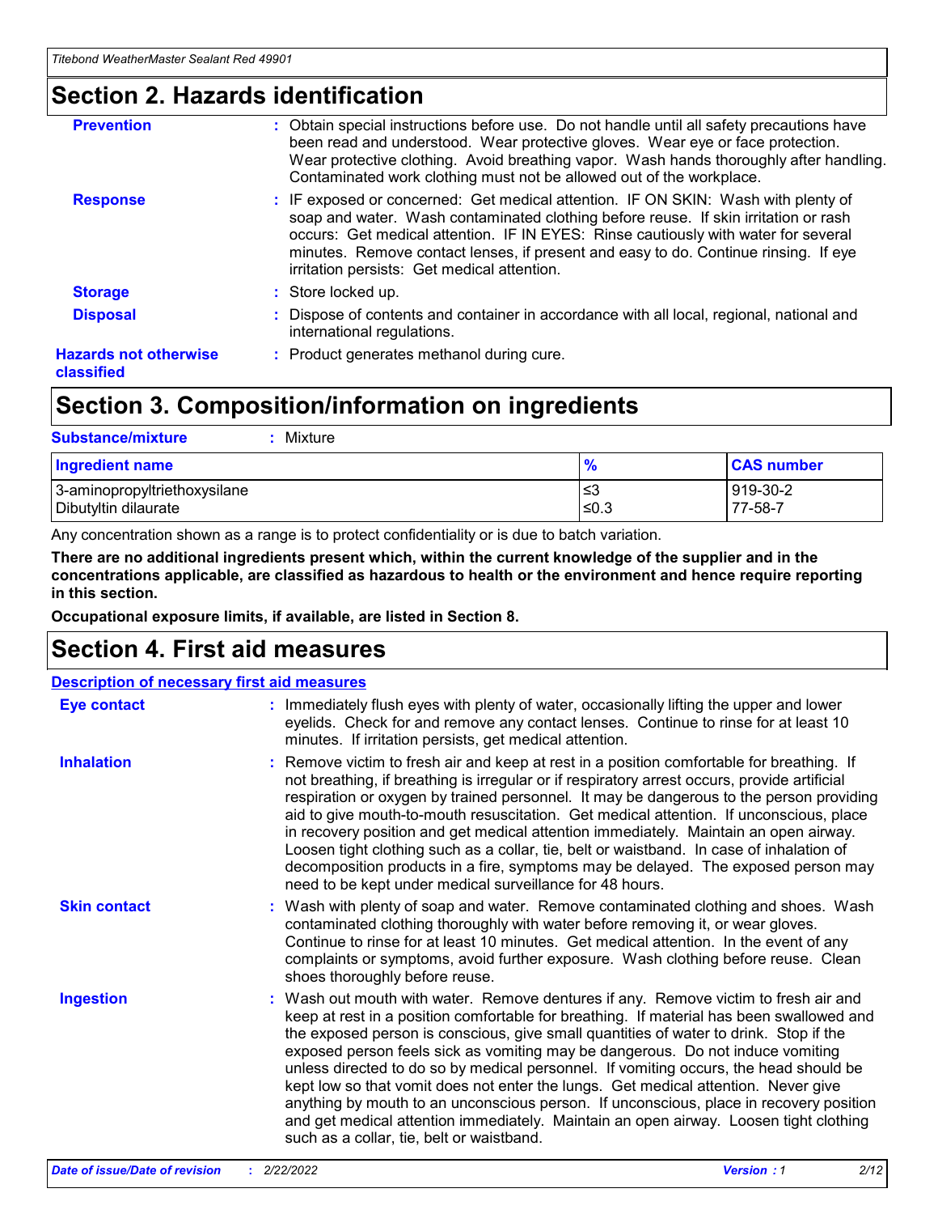## Section 2. Hazards identification

**Prevention** : Obtain special instructions before use. Do not handle until all safety precautions have been read and understood. Wear protective gloves. Wear eye or face protection. Wear protective clothing. Avoid breathing vapor. Wash hands thoroughly after handling. Contaminated work clothing must not be allowed out of the workplace.

**Response** : IF exposed or concerned: Get medical attention. IF ON SKIN: Wash with plenty of soap and water. Wash contaminated clothing before reuse. If skin irritation or rash occurs: Get medical attention. IF IN EYES: Rinse cautiously with water for several minutes. Remove contact lenses, if present and easy to do. Continue rinsing. If eye irritation persists: Get medical attention.

**Storage** : Store locked up.

**Disposal** : Dispose of contents and container in accordance with all local, regional, national and international regulations.

**Hazards not otherwise classified** : Product generates methanol during cure.

## Section 3. Composition/information on ingredients

**Substance/mixture** : Mixture

| Ingredient name | % | CAS number |
|---|---|---|
| 3-aminopropyltriethoxysilane | ≤3 | 919-30-2 |
| Dibutyltin dilaurate | ≤0.3 | 77-58-7 |

Any concentration shown as a range is to protect confidentiality or is due to batch variation.

**There are no additional ingredients present which, within the current knowledge of the supplier and in the concentrations applicable, are classified as hazardous to health or the environment and hence require reporting in this section.**

**Occupational exposure limits, if available, are listed in Section 8.**

## Section 4. First aid measures

### Description of necessary first aid measures

**Eye contact** : Immediately flush eyes with plenty of water, occasionally lifting the upper and lower eyelids. Check for and remove any contact lenses. Continue to rinse for at least 10 minutes. If irritation persists, get medical attention.

**Inhalation** : Remove victim to fresh air and keep at rest in a position comfortable for breathing. If not breathing, if breathing is irregular or if respiratory arrest occurs, provide artificial respiration or oxygen by trained personnel. It may be dangerous to the person providing aid to give mouth-to-mouth resuscitation. Get medical attention. If unconscious, place in recovery position and get medical attention immediately. Maintain an open airway. Loosen tight clothing such as a collar, tie, belt or waistband. In case of inhalation of decomposition products in a fire, symptoms may be delayed. The exposed person may need to be kept under medical surveillance for 48 hours.

**Skin contact** : Wash with plenty of soap and water. Remove contaminated clothing and shoes. Wash contaminated clothing thoroughly with water before removing it, or wear gloves. Continue to rinse for at least 10 minutes. Get medical attention. In the event of any complaints or symptoms, avoid further exposure. Wash clothing before reuse. Clean shoes thoroughly before reuse.

**Ingestion** : Wash out mouth with water. Remove dentures if any. Remove victim to fresh air and keep at rest in a position comfortable for breathing. If material has been swallowed and the exposed person is conscious, give small quantities of water to drink. Stop if the exposed person feels sick as vomiting may be dangerous. Do not induce vomiting unless directed to do so by medical personnel. If vomiting occurs, the head should be kept low so that vomit does not enter the lungs. Get medical attention. Never give anything by mouth to an unconscious person. If unconscious, place in recovery position and get medical attention immediately. Maintain an open airway. Loosen tight clothing such as a collar, tie, belt or waistband.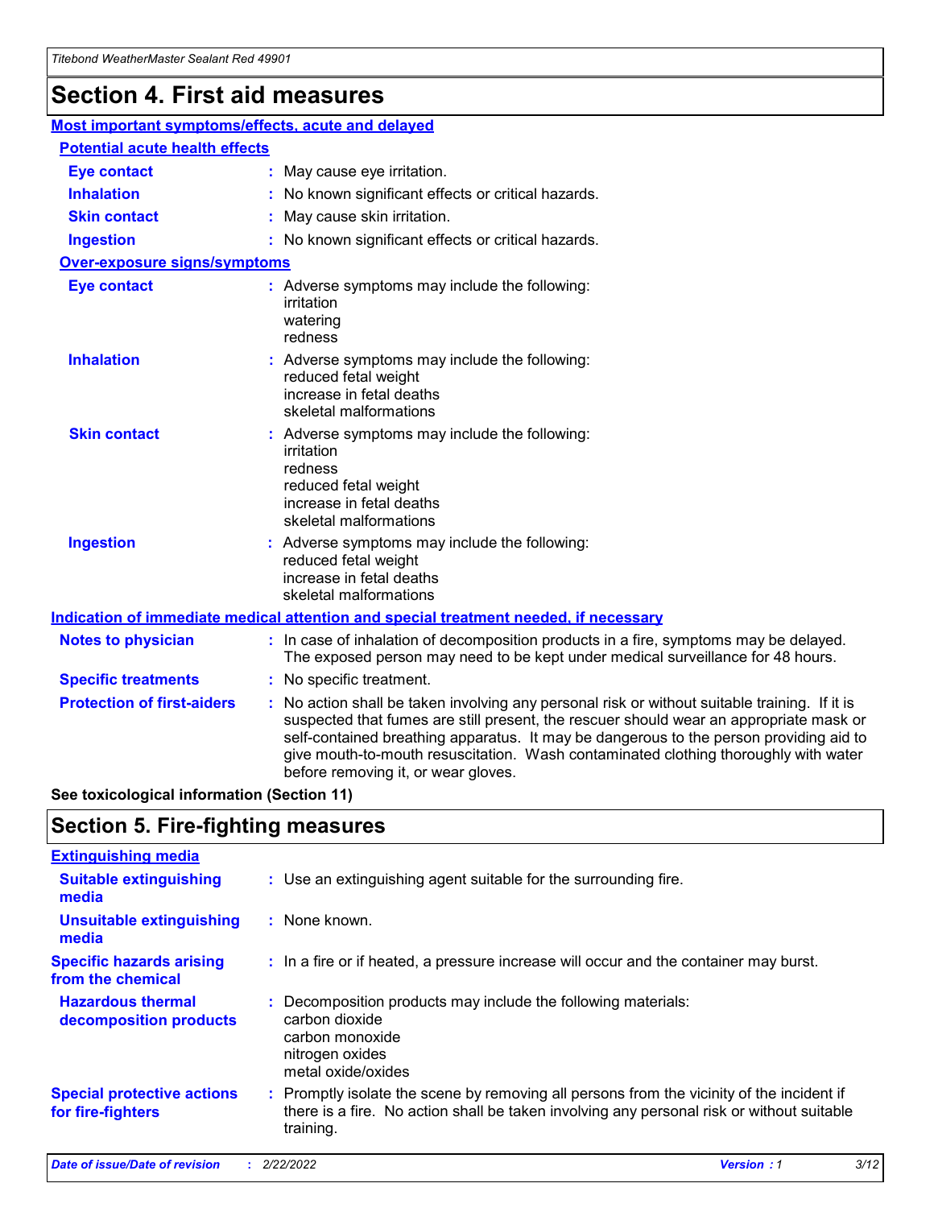# Section 4. First aid measures

## Most important symptoms/effects, acute and delayed

### Potential acute health effects

| | |
|---|---|
| **Eye contact** | May cause eye irritation. |
| **Inhalation** | No known significant effects or critical hazards. |
| **Skin contact** | May cause skin irritation. |
| **Ingestion** | No known significant effects or critical hazards. |

### Over-exposure signs/symptoms

| | |
|---|---|
| **Eye contact** | Adverse symptoms may include the following: irritation, watering, redness |
| **Inhalation** | Adverse symptoms may include the following: reduced fetal weight, increase in fetal deaths, skeletal malformations |
| **Skin contact** | Adverse symptoms may include the following: irritation, redness, reduced fetal weight, increase in fetal deaths, skeletal malformations |
| **Ingestion** | Adverse symptoms may include the following: reduced fetal weight, increase in fetal deaths, skeletal malformations |

## Indication of immediate medical attention and special treatment needed, if necessary

| | |
|---|---|
| **Notes to physician** | In case of inhalation of decomposition products in a fire, symptoms may be delayed. The exposed person may need to be kept under medical surveillance for 48 hours. |
| **Specific treatments** | No specific treatment. |
| **Protection of first-aiders** | No action shall be taken involving any personal risk or without suitable training. If it is suspected that fumes are still present, the rescuer should wear an appropriate mask or self-contained breathing apparatus. It may be dangerous to the person providing aid to give mouth-to-mouth resuscitation. Wash contaminated clothing thoroughly with water before removing it, or wear gloves. |

**See toxicological information (Section 11)**

# Section 5. Fire-fighting measures

## Extinguishing media

| | |
|---|---|
| **Suitable extinguishing media** | Use an extinguishing agent suitable for the surrounding fire. |
| **Unsuitable extinguishing media** | None known. |
| **Specific hazards arising from the chemical** | In a fire or if heated, a pressure increase will occur and the container may burst. |
| **Hazardous thermal decomposition products** | Decomposition products may include the following materials: carbon dioxide, carbon monoxide, nitrogen oxides, metal oxide/oxides |
| **Special protective actions for fire-fighters** | Promptly isolate the scene by removing all persons from the vicinity of the incident if there is a fire. No action shall be taken involving any personal risk or without suitable training. |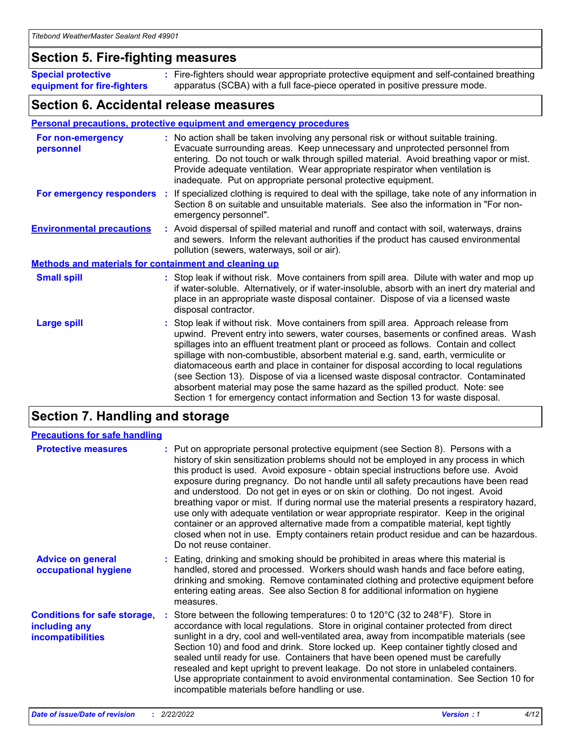## Section 5. Fire-fighting measures

**Special protective equipment for fire-fighters** : Fire-fighters should wear appropriate protective equipment and self-contained breathing apparatus (SCBA) with a full face-piece operated in positive pressure mode.

## Section 6. Accidental release measures

### Personal precautions, protective equipment and emergency procedures

**For non-emergency personnel** : No action shall be taken involving any personal risk or without suitable training. Evacuate surrounding areas. Keep unnecessary and unprotected personnel from entering. Do not touch or walk through spilled material. Avoid breathing vapor or mist. Provide adequate ventilation. Wear appropriate respirator when ventilation is inadequate. Put on appropriate personal protective equipment.

**For emergency responders** : If specialized clothing is required to deal with the spillage, take note of any information in Section 8 on suitable and unsuitable materials. See also the information in "For non-emergency personnel".

**Environmental precautions** : Avoid dispersal of spilled material and runoff and contact with soil, waterways, drains and sewers. Inform the relevant authorities if the product has caused environmental pollution (sewers, waterways, soil or air).

### Methods and materials for containment and cleaning up

**Small spill** : Stop leak if without risk. Move containers from spill area. Dilute with water and mop up if water-soluble. Alternatively, or if water-insoluble, absorb with an inert dry material and place in an appropriate waste disposal container. Dispose of via a licensed waste disposal contractor.

**Large spill** : Stop leak if without risk. Move containers from spill area. Approach release from upwind. Prevent entry into sewers, water courses, basements or confined areas. Wash spillages into an effluent treatment plant or proceed as follows. Contain and collect spillage with non-combustible, absorbent material e.g. sand, earth, vermiculite or diatomaceous earth and place in container for disposal according to local regulations (see Section 13). Dispose of via a licensed waste disposal contractor. Contaminated absorbent material may pose the same hazard as the spilled product. Note: see Section 1 for emergency contact information and Section 13 for waste disposal.

## Section 7. Handling and storage

### Precautions for safe handling

**Protective measures** : Put on appropriate personal protective equipment (see Section 8). Persons with a history of skin sensitization problems should not be employed in any process in which this product is used. Avoid exposure - obtain special instructions before use. Avoid exposure during pregnancy. Do not handle until all safety precautions have been read and understood. Do not get in eyes or on skin or clothing. Do not ingest. Avoid breathing vapor or mist. If during normal use the material presents a respiratory hazard, use only with adequate ventilation or wear appropriate respirator. Keep in the original container or an approved alternative made from a compatible material, kept tightly closed when not in use. Empty containers retain product residue and can be hazardous. Do not reuse container.

**Advice on general occupational hygiene** : Eating, drinking and smoking should be prohibited in areas where this material is handled, stored and processed. Workers should wash hands and face before eating, drinking and smoking. Remove contaminated clothing and protective equipment before entering eating areas. See also Section 8 for additional information on hygiene measures.

**Conditions for safe storage, including any incompatibilities** : Store between the following temperatures: 0 to 120°C (32 to 248°F). Store in accordance with local regulations. Store in original container protected from direct sunlight in a dry, cool and well-ventilated area, away from incompatible materials (see Section 10) and food and drink. Store locked up. Keep container tightly closed and sealed until ready for use. Containers that have been opened must be carefully resealed and kept upright to prevent leakage. Do not store in unlabeled containers. Use appropriate containment to avoid environmental contamination. See Section 10 for incompatible materials before handling or use.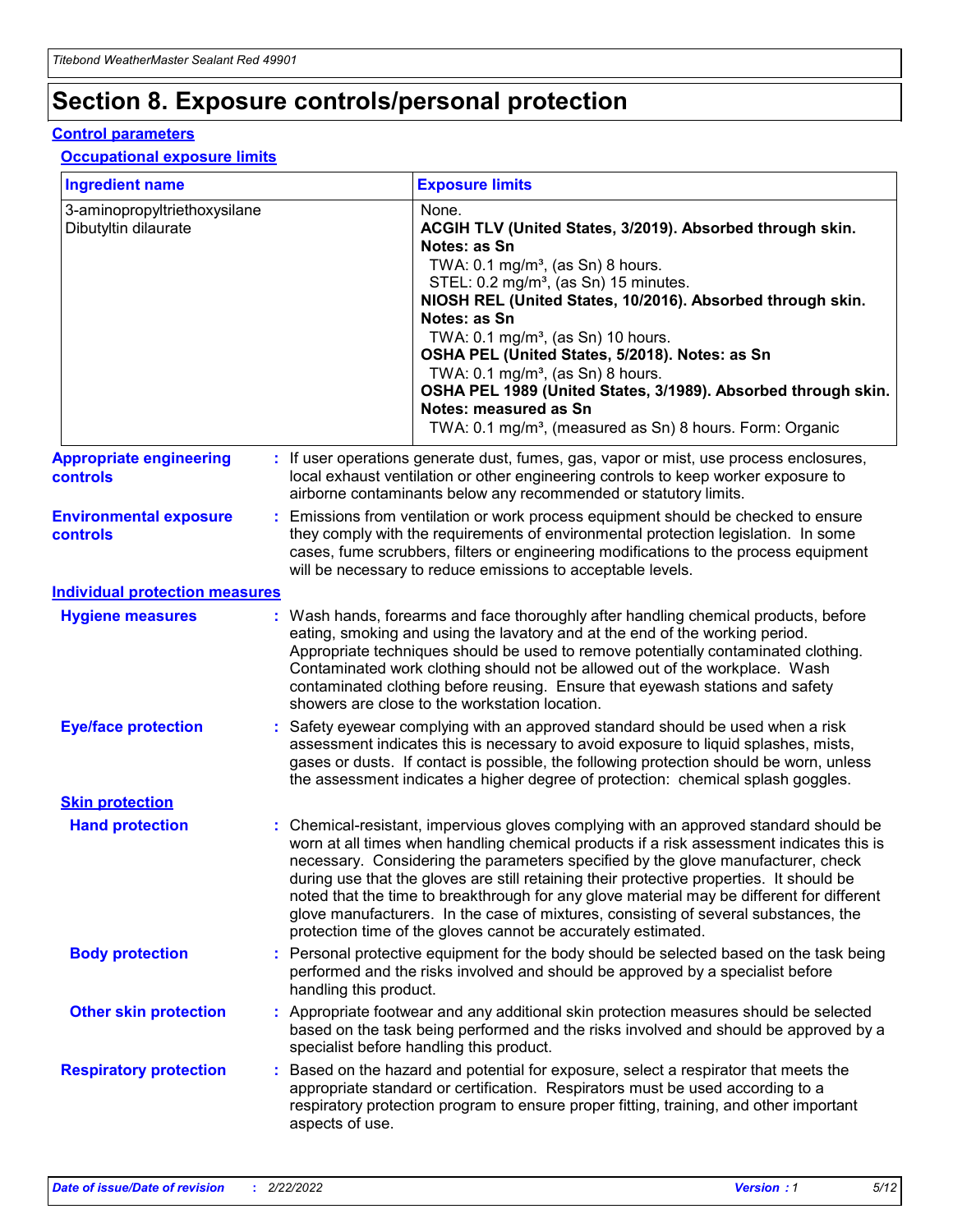# Section 8. Exposure controls/personal protection

## Control parameters

### Occupational exposure limits

| Ingredient name | Exposure limits |
| --- | --- |
| 3-aminopropyltriethoxysilane | None. |
| Dibutyltin dilaurate | **ACGIH TLV (United States, 3/2019). Absorbed through skin. Notes: as Sn**<br>TWA: 0.1 mg/m³, (as Sn) 8 hours.<br>STEL: 0.2 mg/m³, (as Sn) 15 minutes.<br>**NIOSH REL (United States, 10/2016). Absorbed through skin. Notes: as Sn**<br>TWA: 0.1 mg/m³, (as Sn) 10 hours.<br>**OSHA PEL (United States, 5/2018). Notes: as Sn**<br>TWA: 0.1 mg/m³, (as Sn) 8 hours.<br>**OSHA PEL 1989 (United States, 3/1989). Absorbed through skin. Notes: measured as Sn**<br>TWA: 0.1 mg/m³, (measured as Sn) 8 hours. Form: Organic |

**Appropriate engineering controls** : If user operations generate dust, fumes, gas, vapor or mist, use process enclosures, local exhaust ventilation or other engineering controls to keep worker exposure to airborne contaminants below any recommended or statutory limits.

**Environmental exposure controls** : Emissions from ventilation or work process equipment should be checked to ensure they comply with the requirements of environmental protection legislation. In some cases, fume scrubbers, filters or engineering modifications to the process equipment will be necessary to reduce emissions to acceptable levels.

## Individual protection measures

**Hygiene measures** : Wash hands, forearms and face thoroughly after handling chemical products, before eating, smoking and using the lavatory and at the end of the working period. Appropriate techniques should be used to remove potentially contaminated clothing. Contaminated work clothing should not be allowed out of the workplace. Wash contaminated clothing before reusing. Ensure that eyewash stations and safety showers are close to the workstation location.

**Eye/face protection** : Safety eyewear complying with an approved standard should be used when a risk assessment indicates this is necessary to avoid exposure to liquid splashes, mists, gases or dusts. If contact is possible, the following protection should be worn, unless the assessment indicates a higher degree of protection: chemical splash goggles.

### Skin protection

**Hand protection** : Chemical-resistant, impervious gloves complying with an approved standard should be worn at all times when handling chemical products if a risk assessment indicates this is necessary. Considering the parameters specified by the glove manufacturer, check during use that the gloves are still retaining their protective properties. It should be noted that the time to breakthrough for any glove material may be different for different glove manufacturers. In the case of mixtures, consisting of several substances, the protection time of the gloves cannot be accurately estimated.

**Body protection** : Personal protective equipment for the body should be selected based on the task being performed and the risks involved and should be approved by a specialist before handling this product.

**Other skin protection** : Appropriate footwear and any additional skin protection measures should be selected based on the task being performed and the risks involved and should be approved by a specialist before handling this product.

**Respiratory protection** : Based on the hazard and potential for exposure, select a respirator that meets the appropriate standard or certification. Respirators must be used according to a respiratory protection program to ensure proper fitting, training, and other important aspects of use.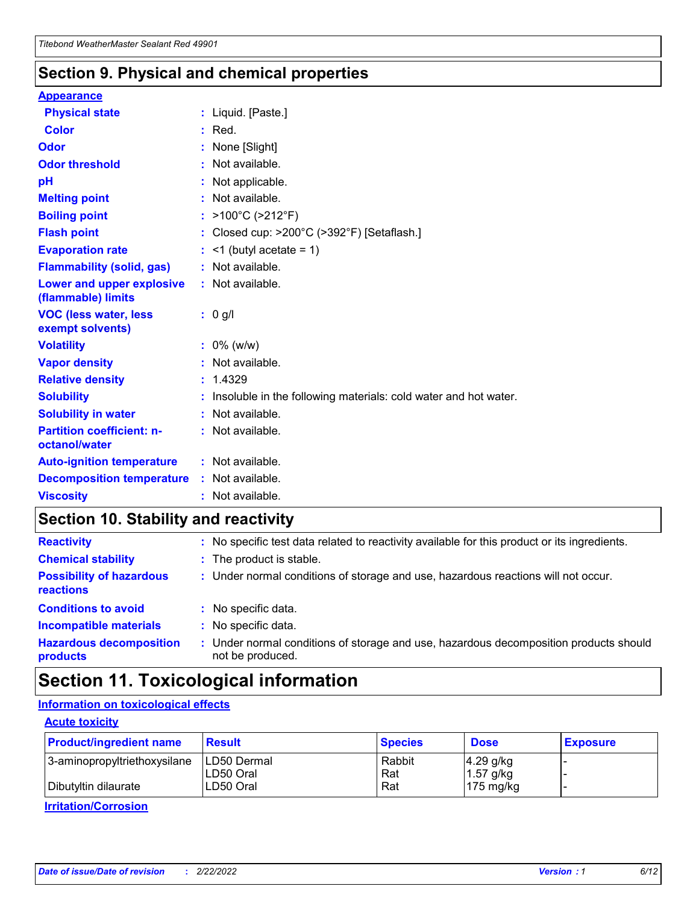## Section 9. Physical and chemical properties

**Appearance**

| | |
|---|---|
| **Physical state** | : Liquid. [Paste.] |
| **Color** | : Red. |
| **Odor** | : None [Slight] |
| **Odor threshold** | : Not available. |
| **pH** | : Not applicable. |
| **Melting point** | : Not available. |
| **Boiling point** | : >100°C (>212°F) |
| **Flash point** | : Closed cup: >200°C (>392°F) [Setaflash.] |
| **Evaporation rate** | : <1 (butyl acetate = 1) |
| **Flammability (solid, gas)** | : Not available. |
| **Lower and upper explosive (flammable) limits** | : Not available. |
| **VOC (less water, less exempt solvents)** | : 0 g/l |
| **Volatility** | : 0% (w/w) |
| **Vapor density** | : Not available. |
| **Relative density** | : 1.4329 |
| **Solubility** | : Insoluble in the following materials: cold water and hot water. |
| **Solubility in water** | : Not available. |
| **Partition coefficient: n-octanol/water** | : Not available. |
| **Auto-ignition temperature** | : Not available. |
| **Decomposition temperature** | : Not available. |
| **Viscosity** | : Not available. |

## Section 10. Stability and reactivity

| | |
|---|---|
| **Reactivity** | : No specific test data related to reactivity available for this product or its ingredients. |
| **Chemical stability** | : The product is stable. |
| **Possibility of hazardous reactions** | : Under normal conditions of storage and use, hazardous reactions will not occur. |
| **Conditions to avoid** | : No specific data. |
| **Incompatible materials** | : No specific data. |
| **Hazardous decomposition products** | : Under normal conditions of storage and use, hazardous decomposition products should not be produced. |

## Section 11. Toxicological information

**Information on toxicological effects**

**Acute toxicity**

| Product/ingredient name | Result | Species | Dose | Exposure |
|---|---|---|---|---|
| 3-aminopropyltriethoxysilane | LD50 Dermal | Rabbit | 4.29 g/kg | - |
| | LD50 Oral | Rat | 1.57 g/kg | - |
| Dibutyltin dilaurate | LD50 Oral | Rat | 175 mg/kg | - |

**Irritation/Corrosion**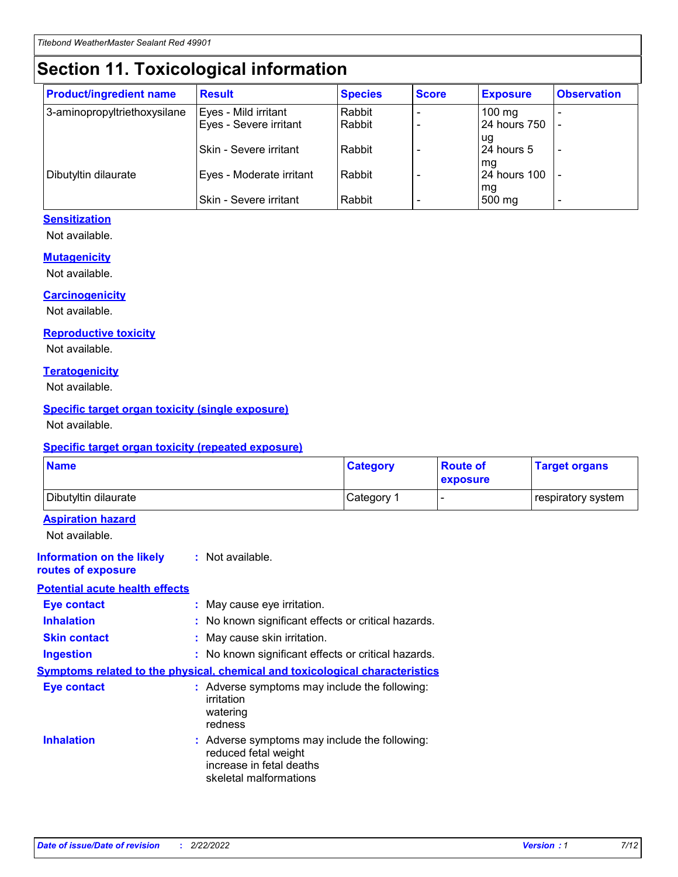# Section 11. Toxicological information

| Product/ingredient name | Result | Species | Score | Exposure | Observation |
| --- | --- | --- | --- | --- | --- |
| 3-aminopropyltriethoxysilane | Eyes - Mild irritant | Rabbit | - | 100 mg | - |
| | Eyes - Severe irritant | Rabbit | - | 24 hours 750 ug | - |
| | Skin - Severe irritant | Rabbit | - | 24 hours 5 mg | - |
| Dibutyltin dilaurate | Eyes - Moderate irritant | Rabbit | - | 24 hours 100 mg | - |
| | Skin - Severe irritant | Rabbit | - | 500 mg | - |

### Sensitization

Not available.

### Mutagenicity

Not available.

### Carcinogenicity

Not available.

### Reproductive toxicity

Not available.

### Teratogenicity

Not available.

### Specific target organ toxicity (single exposure)

Not available.

### Specific target organ toxicity (repeated exposure)

| Name | Category | Route of exposure | Target organs |
| --- | --- | --- | --- |
| Dibutyltin dilaurate | Category 1 | - | respiratory system |

### Aspiration hazard

Not available.

**Information on the likely routes of exposure** : Not available.

### Potential acute health effects

**Eye contact** : May cause eye irritation.

**Inhalation** : No known significant effects or critical hazards.

**Skin contact** : May cause skin irritation.

**Ingestion** : No known significant effects or critical hazards.

### Symptoms related to the physical, chemical and toxicological characteristics

**Eye contact** : Adverse symptoms may include the following:
irritation
watering
redness

**Inhalation** : Adverse symptoms may include the following:
reduced fetal weight
increase in fetal deaths
skeletal malformations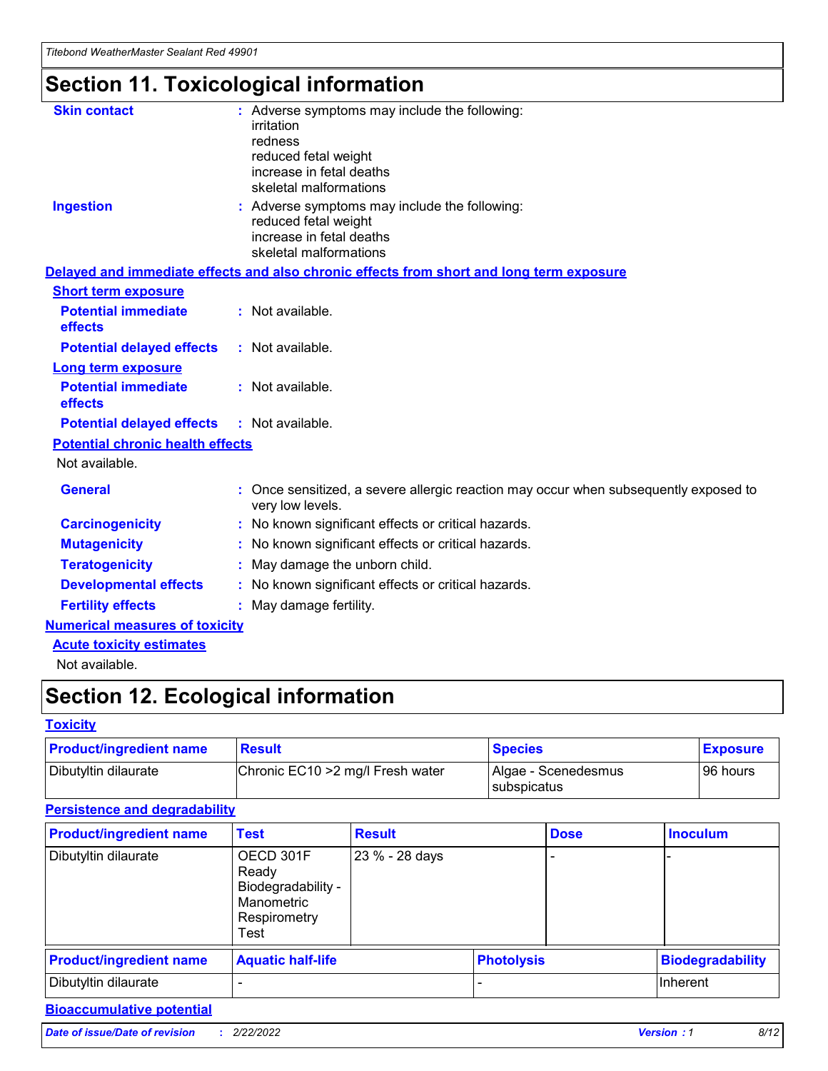# Section 11. Toxicological information

**Skin contact** : Adverse symptoms may include the following:
irritation
redness
reduced fetal weight
increase in fetal deaths
skeletal malformations

**Ingestion** : Adverse symptoms may include the following:
reduced fetal weight
increase in fetal deaths
skeletal malformations

**Delayed and immediate effects and also chronic effects from short and long term exposure**

**Short term exposure**

**Potential immediate effects** : Not available.

**Potential delayed effects** : Not available.

**Long term exposure**

**Potential immediate effects** : Not available.

**Potential delayed effects** : Not available.

**Potential chronic health effects**

Not available.

**General** : Once sensitized, a severe allergic reaction may occur when subsequently exposed to very low levels.

**Carcinogenicity** : No known significant effects or critical hazards.

**Mutagenicity** : No known significant effects or critical hazards.

**Teratogenicity** : May damage the unborn child.

**Developmental effects** : No known significant effects or critical hazards.

**Fertility effects** : May damage fertility.

**Numerical measures of toxicity**

**Acute toxicity estimates**

Not available.

# Section 12. Ecological information

**Toxicity**

| Product/ingredient name | Result | Species | Exposure |
|---|---|---|---|
| Dibutyltin dilaurate | Chronic EC10 >2 mg/l Fresh water | Algae - Scenedesmus subspicatus | 96 hours |

**Persistence and degradability**

| Product/ingredient name | Test | Result | Dose | Inoculum |
|---|---|---|---|---|
| Dibutyltin dilaurate | OECD 301F Ready Biodegradability - Manometric Respirometry Test | 23 % - 28 days | - | - |

| Product/ingredient name | Aquatic half-life | Photolysis | Biodegradability |
|---|---|---|---|
| Dibutyltin dilaurate | - | - | Inherent |

**Bioaccumulative potential**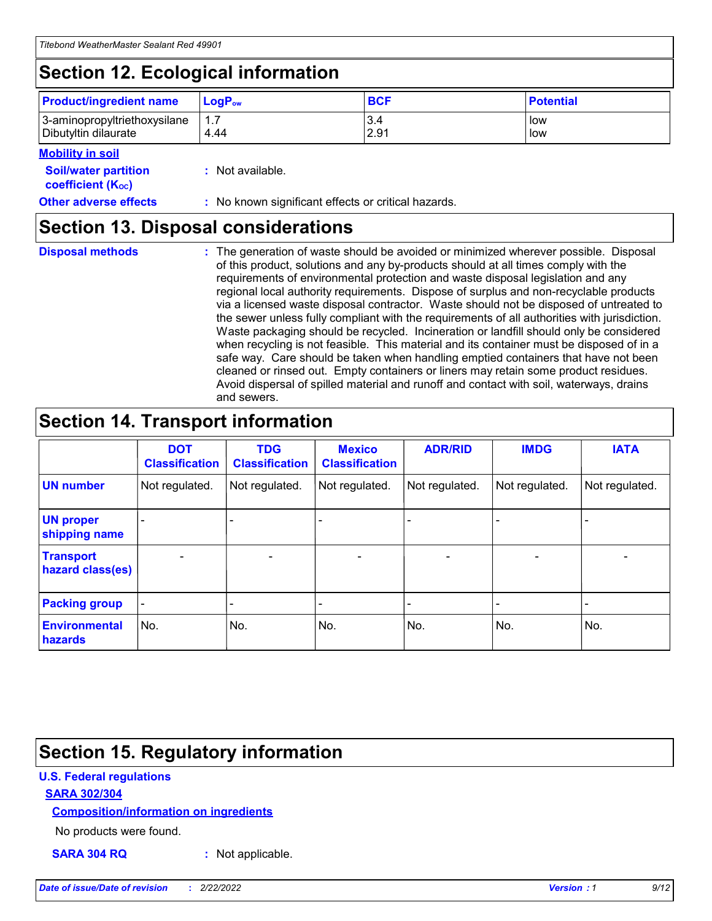## Section 12. Ecological information

| Product/ingredient name | $LogP_{ow}$ | BCF | Potential |
|---|---|---|---|
| 3-aminopropyltriethoxysilane | 1.7 | 3.4 | low |
| Dibutyltin dilaurate | 4.44 | 2.91 | low |

**Mobility in soil**

**Soil/water partition coefficient ($K_{OC}$)** : Not available.

**Other adverse effects** : No known significant effects or critical hazards.

## Section 13. Disposal considerations

**Disposal methods** : The generation of waste should be avoided or minimized wherever possible. Disposal of this product, solutions and any by-products should at all times comply with the requirements of environmental protection and waste disposal legislation and any regional local authority requirements. Dispose of surplus and non-recyclable products via a licensed waste disposal contractor. Waste should not be disposed of untreated to the sewer unless fully compliant with the requirements of all authorities with jurisdiction. Waste packaging should be recycled. Incineration or landfill should only be considered when recycling is not feasible. This material and its container must be disposed of in a safe way. Care should be taken when handling emptied containers that have not been cleaned or rinsed out. Empty containers or liners may retain some product residues. Avoid dispersal of spilled material and runoff and contact with soil, waterways, drains and sewers.

## Section 14. Transport information

| | DOT Classification | TDG Classification | Mexico Classification | ADR/RID | IMDG | IATA |
|---|---|---|---|---|---|---|
| UN number | Not regulated. | Not regulated. | Not regulated. | Not regulated. | Not regulated. | Not regulated. |
| UN proper shipping name | - | - | - | - | - | - |
| Transport hazard class(es) | - | - | - | - | - | - |
| Packing group | - | - | - | - | - | - |
| Environmental hazards | No. | No. | No. | No. | No. | No. |

## Section 15. Regulatory information

**U.S. Federal regulations**

**SARA 302/304**

**Composition/information on ingredients**

No products were found.

**SARA 304 RQ** : Not applicable.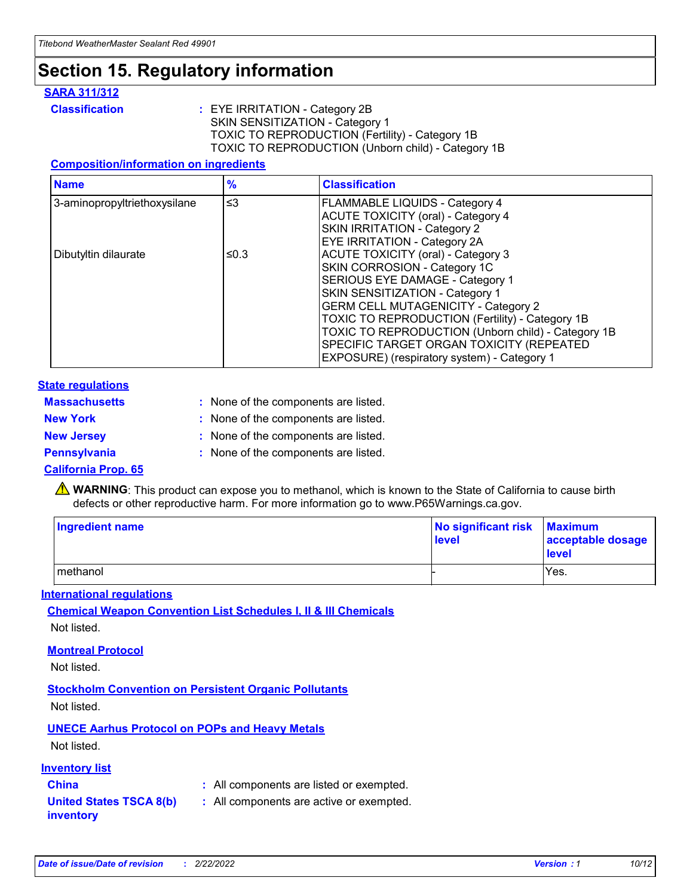# Section 15. Regulatory information

**SARA 311/312**

**Classification** : EYE IRRITATION - Category 2B
SKIN SENSITIZATION - Category 1
TOXIC TO REPRODUCTION (Fertility) - Category 1B
TOXIC TO REPRODUCTION (Unborn child) - Category 1B

**Composition/information on ingredients**

| Name | % | Classification |
|---|---|---|
| 3-aminopropyltriethoxysilane | ≤3 | FLAMMABLE LIQUIDS - Category 4<br>ACUTE TOXICITY (oral) - Category 4<br>SKIN IRRITATION - Category 2<br>EYE IRRITATION - Category 2A |
| Dibutyltin dilaurate | ≤0.3 | ACUTE TOXICITY (oral) - Category 3<br>SKIN CORROSION - Category 1C<br>SERIOUS EYE DAMAGE - Category 1<br>SKIN SENSITIZATION - Category 1<br>GERM CELL MUTAGENICITY - Category 2<br>TOXIC TO REPRODUCTION (Fertility) - Category 1B<br>TOXIC TO REPRODUCTION (Unborn child) - Category 1B<br>SPECIFIC TARGET ORGAN TOXICITY (REPEATED EXPOSURE) (respiratory system) - Category 1 |

**State regulations**

**Massachusetts** : None of the components are listed.

**New York** : None of the components are listed.

**New Jersey** : None of the components are listed.

**Pennsylvania** : None of the components are listed.

**California Prop. 65**

⚠ **WARNING**: This product can expose you to methanol, which is known to the State of California to cause birth defects or other reproductive harm. For more information go to www.P65Warnings.ca.gov.

| Ingredient name | No significant risk level | Maximum acceptable dosage level |
|---|---|---|
| methanol | - | Yes. |

**International regulations**

**Chemical Weapon Convention List Schedules I, II & III Chemicals**

Not listed.

**Montreal Protocol**

Not listed.

**Stockholm Convention on Persistent Organic Pollutants**

Not listed.

**UNECE Aarhus Protocol on POPs and Heavy Metals**

Not listed.

**Inventory list**

**China** : All components are listed or exempted.

**United States TSCA 8(b) inventory** : All components are active or exempted.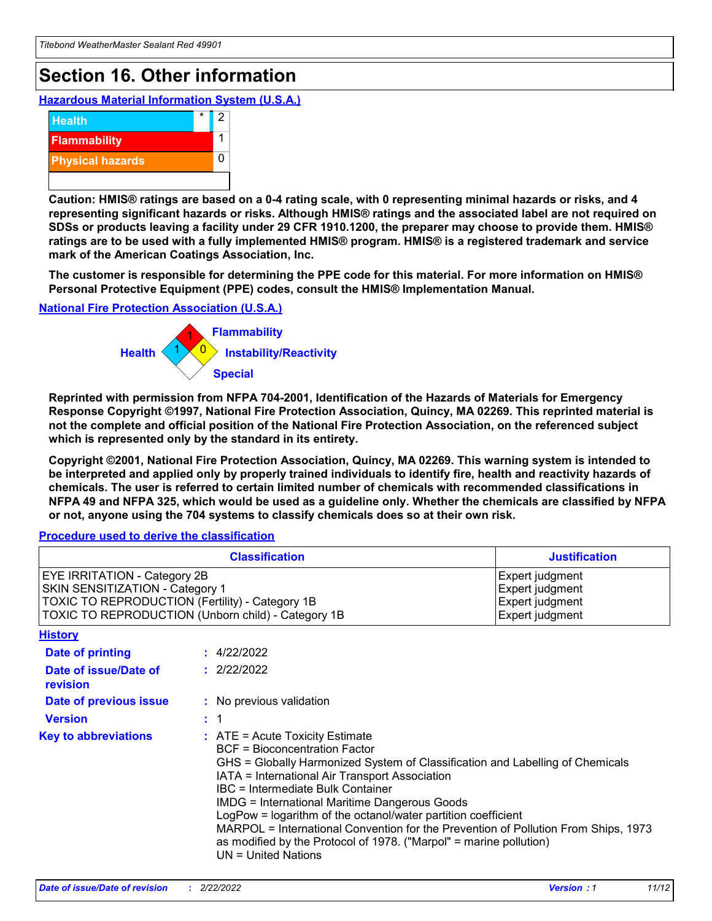# Section 16. Other information

**Hazardous Material Information System (U.S.A.)**

| | | |
|---|---|---|
| Health | * | 2 |
| Flammability | | 1 |
| Physical hazards | | 0 |

**Caution: HMIS® ratings are based on a 0-4 rating scale, with 0 representing minimal hazards or risks, and 4 representing significant hazards or risks. Although HMIS® ratings and the associated label are not required on SDSs or products leaving a facility under 29 CFR 1910.1200, the preparer may choose to provide them. HMIS® ratings are to be used with a fully implemented HMIS® program. HMIS® is a registered trademark and service mark of the American Coatings Association, Inc.**

**The customer is responsible for determining the PPE code for this material. For more information on HMIS® Personal Protective Equipment (PPE) codes, consult the HMIS® Implementation Manual.**

**National Fire Protection Association (U.S.A.)**

Flammability: 1
Health: 1
Instability/Reactivity: 0
Special

**Reprinted with permission from NFPA 704-2001, Identification of the Hazards of Materials for Emergency Response Copyright ©1997, National Fire Protection Association, Quincy, MA 02269. This reprinted material is not the complete and official position of the National Fire Protection Association, on the referenced subject which is represented only by the standard in its entirety.**

**Copyright ©2001, National Fire Protection Association, Quincy, MA 02269. This warning system is intended to be interpreted and applied only by properly trained individuals to identify fire, health and reactivity hazards of chemicals. The user is referred to certain limited number of chemicals with recommended classifications in NFPA 49 and NFPA 325, which would be used as a guideline only. Whether the chemicals are classified by NFPA or not, anyone using the 704 systems to classify chemicals does so at their own risk.**

**Procedure used to derive the classification**

| Classification | Justification |
|---|---|
| EYE IRRITATION - Category 2B | Expert judgment |
| SKIN SENSITIZATION - Category 1 | Expert judgment |
| TOXIC TO REPRODUCTION (Fertility) - Category 1B | Expert judgment |
| TOXIC TO REPRODUCTION (Unborn child) - Category 1B | Expert judgment |

**History**

**Date of printing** : 4/22/2022

**Date of issue/Date of revision** : 2/22/2022

**Date of previous issue** : No previous validation

**Version** : 1

**Key to abbreviations** : ATE = Acute Toxicity Estimate
BCF = Bioconcentration Factor
GHS = Globally Harmonized System of Classification and Labelling of Chemicals
IATA = International Air Transport Association
IBC = Intermediate Bulk Container
IMDG = International Maritime Dangerous Goods
LogPow = logarithm of the octanol/water partition coefficient
MARPOL = International Convention for the Prevention of Pollution From Ships, 1973 as modified by the Protocol of 1978. ("Marpol" = marine pollution)
UN = United Nations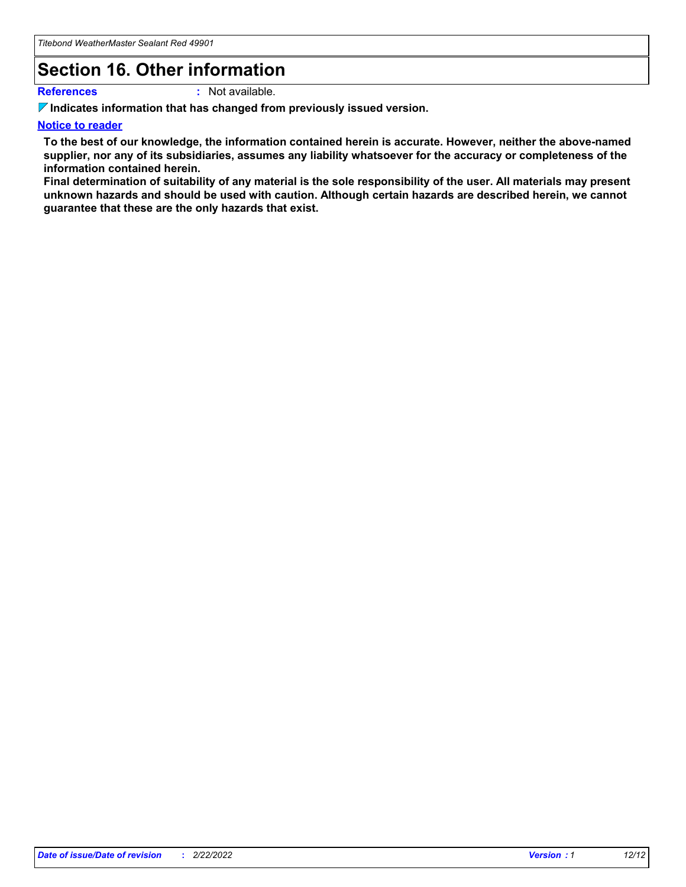# Section 16. Other information

**References** : Not available.

**Indicates information that has changed from previously issued version.**

**Notice to reader**

**To the best of our knowledge, the information contained herein is accurate. However, neither the above-named supplier, nor any of its subsidiaries, assumes any liability whatsoever for the accuracy or completeness of the information contained herein.**

**Final determination of suitability of any material is the sole responsibility of the user. All materials may present unknown hazards and should be used with caution. Although certain hazards are described herein, we cannot guarantee that these are the only hazards that exist.**